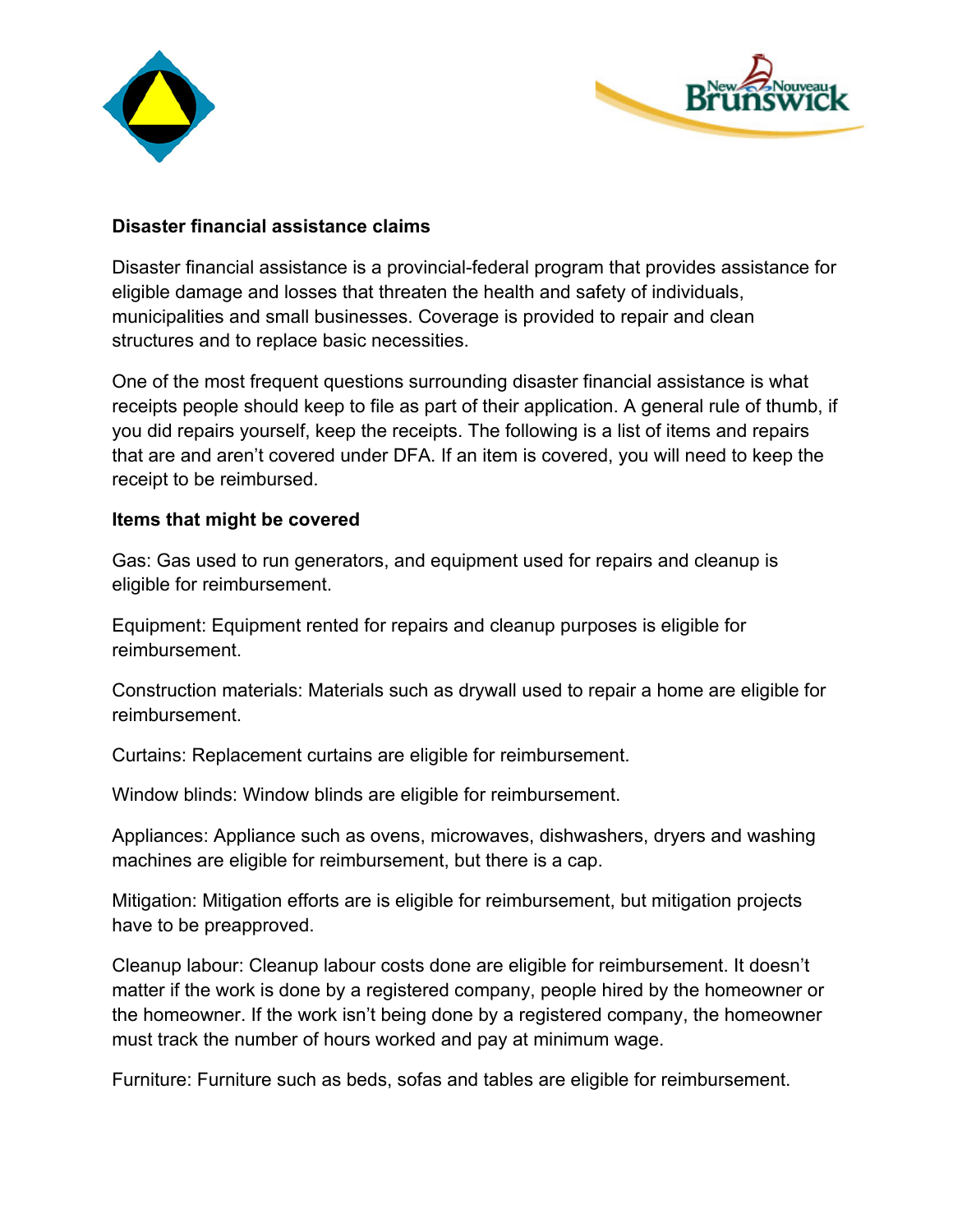## Disaster financial assistance claims

Disaster financial assistance is a provincial-federal program that provides assistance for eligible damage and losses that threaten the health and safety of individuals, municipalities and small businesses. Coverage is provided to repair and clean structures and to replace basic necessities.

One of the most frequent questions surrounding disaster financial assistance is what receipts people should keep to file as part of their application. A general rule of thumb, if you did repairs yourself, keep the receipts. The following is a list of items and repairs that are and aren't covered under DFA. If an item is covered, you will need to keep the receipt to be reimbursed.

### Items that might be covered

Gas: Gas used to run generators, and equipment used for repairs and cleanup is eligible for reimbursement.

Equipment: Equipment rented for repairs and cleanup purposes is eligible for reimbursement.

Construction materials: Materials such as drywall used to repair a home are eligible for reimbursement.

Curtains: Replacement curtains are eligible for reimbursement.

Window blinds: Window blinds are eligible for reimbursement.

Appliances: Appliance such as ovens, microwaves, dishwashers, dryers and washing machines are eligible for reimbursement, but there is a cap.

Mitigation: Mitigation efforts are is eligible for reimbursement, but mitigation projects have to be preapproved.

Cleanup labour: Cleanup labour costs done are eligible for reimbursement. It doesn't matter if the work is done by a registered company, people hired by the homeowner or the homeowner. If the work isn't being done by a registered company, the homeowner must track the number of hours worked and pay at minimum wage.

Furniture: Furniture such as beds, sofas and tables are eligible for reimbursement.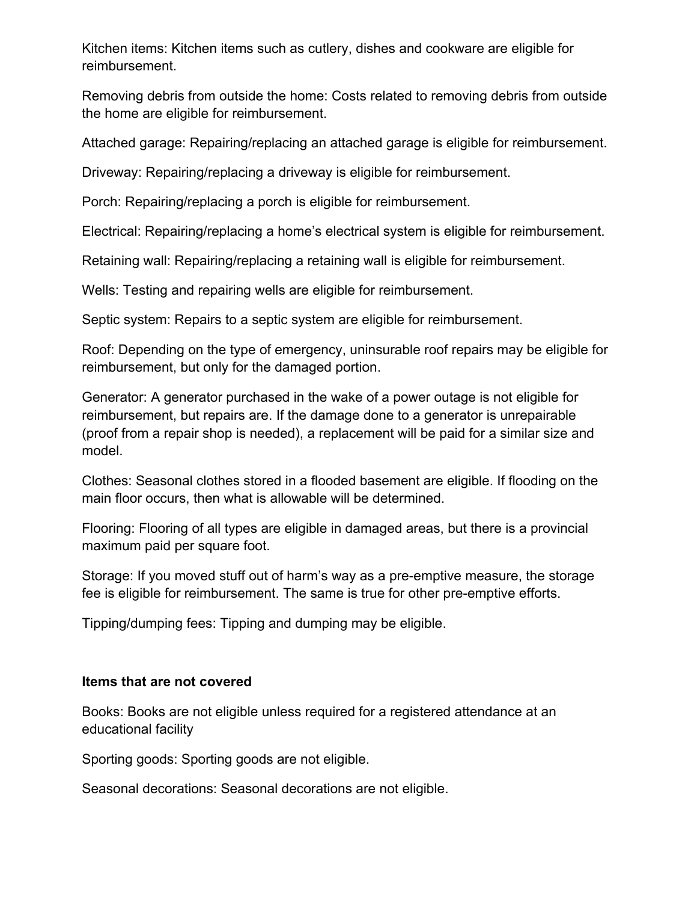Kitchen items: Kitchen items such as cutlery, dishes and cookware are eligible for reimbursement.

Removing debris from outside the home: Costs related to removing debris from outside the home are eligible for reimbursement.

Attached garage: Repairing/replacing an attached garage is eligible for reimbursement.

Driveway: Repairing/replacing a driveway is eligible for reimbursement.

Porch: Repairing/replacing a porch is eligible for reimbursement.

Electrical: Repairing/replacing a home's electrical system is eligible for reimbursement.

Retaining wall: Repairing/replacing a retaining wall is eligible for reimbursement.

Wells: Testing and repairing wells are eligible for reimbursement.

Septic system: Repairs to a septic system are eligible for reimbursement.

Roof: Depending on the type of emergency, uninsurable roof repairs may be eligible for reimbursement, but only for the damaged portion.

Generator: A generator purchased in the wake of a power outage is not eligible for reimbursement, but repairs are. If the damage done to a generator is unrepairable (proof from a repair shop is needed), a replacement will be paid for a similar size and model.

Clothes: Seasonal clothes stored in a flooded basement are eligible. If flooding on the main floor occurs, then what is allowable will be determined.

Flooring: Flooring of all types are eligible in damaged areas, but there is a provincial maximum paid per square foot.

Storage: If you moved stuff out of harm's way as a pre-emptive measure, the storage fee is eligible for reimbursement. The same is true for other pre-emptive efforts.

Tipping/dumping fees: Tipping and dumping may be eligible.

**Items that are not covered**

Books: Books are not eligible unless required for a registered attendance at an educational facility

Sporting goods: Sporting goods are not eligible.

Seasonal decorations: Seasonal decorations are not eligible.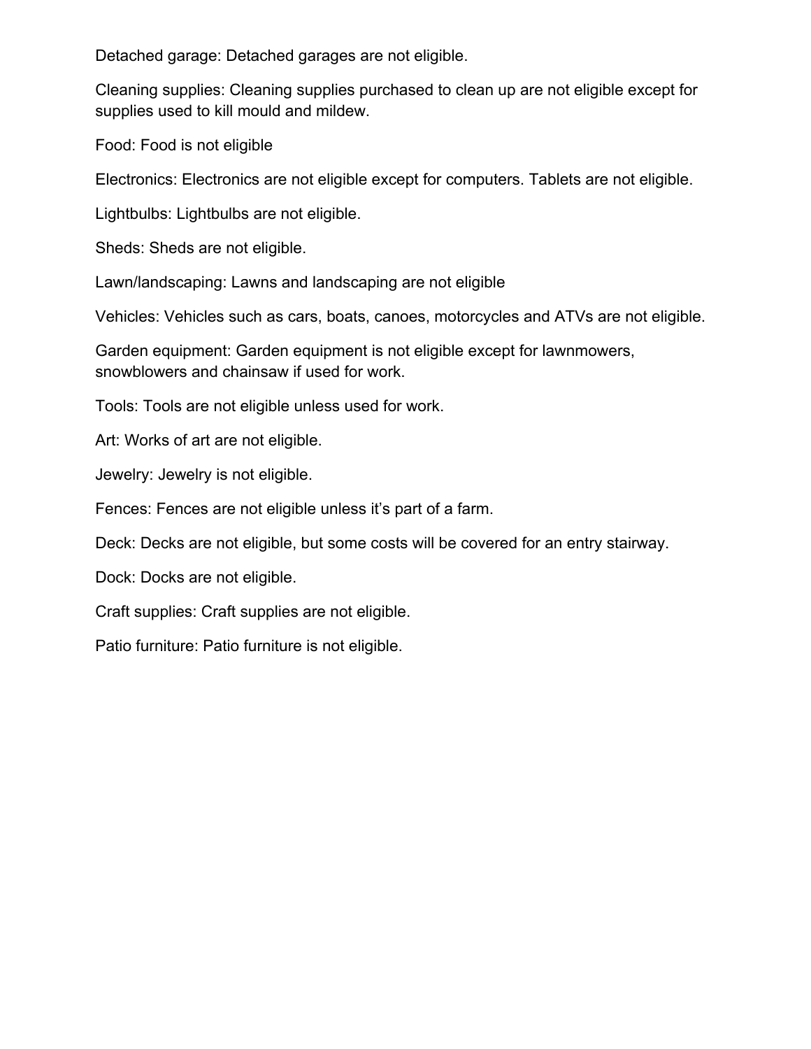Detached garage: Detached garages are not eligible.

Cleaning supplies: Cleaning supplies purchased to clean up are not eligible except for supplies used to kill mould and mildew.

Food: Food is not eligible

Electronics: Electronics are not eligible except for computers. Tablets are not eligible.

Lightbulbs: Lightbulbs are not eligible.

Sheds: Sheds are not eligible.

Lawn/landscaping: Lawns and landscaping are not eligible

Vehicles: Vehicles such as cars, boats, canoes, motorcycles and ATVs are not eligible.

Garden equipment: Garden equipment is not eligible except for lawnmowers, snowblowers and chainsaw if used for work.

Tools: Tools are not eligible unless used for work.

Art: Works of art are not eligible.

Jewelry: Jewelry is not eligible.

Fences: Fences are not eligible unless it's part of a farm.

Deck: Decks are not eligible, but some costs will be covered for an entry stairway.

Dock: Docks are not eligible.

Craft supplies: Craft supplies are not eligible.

Patio furniture: Patio furniture is not eligible.